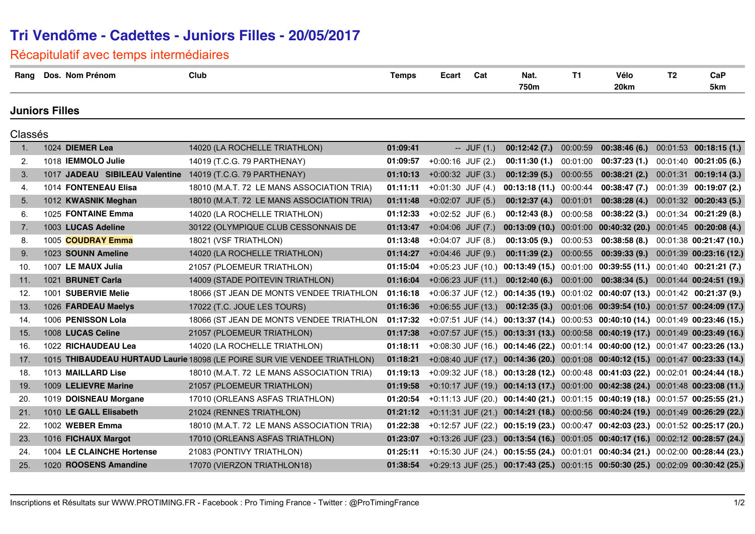# Tri Vendôme - Cadettes - Juniors Filles - 20/05/2017

## Récapitulatif avec temps intermédiaires

### Juniors Filles

Classés

| Rang | Dos. | Nom Prénom | Club | Temps | Ecart | Cat | Nat. 750m | T1 | Vélo 20km | T2 | CaP 5km |
|---|---|---|---|---|---|---|---|---|---|---|---|
| 1. | 1024 | **DIEMER Lea** | 14020 (LA ROCHELLE TRIATHLON) | **01:09:41** | -- | JUF (1.) | **00:12:42 (7.)** | 00:00:59 | **00:38:46 (6.)** | 00:01:53 | **00:18:15 (1.)** |
| 2. | 1018 | **IEMMOLO Julie** | 14019 (T.C.G. 79 PARTHENAY) | **01:09:57** | +0:00:16 | JUF (2.) | **00:11:30 (1.)** | 00:01:00 | **00:37:23 (1.)** | 00:01:40 | **00:21:05 (6.)** |
| 3. | 1017 | **JADEAU SIBILEAU Valentine** | 14019 (T.C.G. 79 PARTHENAY) | **01:10:13** | +0:00:32 | JUF (3.) | **00:12:39 (5.)** | 00:00:55 | **00:38:21 (2.)** | 00:01:31 | **00:19:14 (3.)** |
| 4. | 1014 | **FONTENEAU Elisa** | 18010 (M.A.T. 72 LE MANS ASSOCIATION TRIA) | **01:11:11** | +0:01:30 | JUF (4.) | **00:13:18 (11.)** | 00:00:44 | **00:38:47 (7.)** | 00:01:39 | **00:19:07 (2.)** |
| 5. | 1012 | **KWASNIK Meghan** | 18010 (M.A.T. 72 LE MANS ASSOCIATION TRIA) | **01:11:48** | +0:02:07 | JUF (5.) | **00:12:37 (4.)** | 00:01:01 | **00:38:28 (4.)** | 00:01:32 | **00:20:43 (5.)** |
| 6. | 1025 | **FONTAINE Emma** | 14020 (LA ROCHELLE TRIATHLON) | **01:12:33** | +0:02:52 | JUF (6.) | **00:12:43 (8.)** | 00:00:58 | **00:38:22 (3.)** | 00:01:34 | **00:21:29 (8.)** |
| 7. | 1003 | **LUCAS Adeline** | 30122 (OLYMPIQUE CLUB CESSONNAIS DE | **01:13:47** | +0:04:06 | JUF (7.) | **00:13:09 (10.)** | 00:01:00 | **00:40:32 (20.)** | 00:01:45 | **00:20:08 (4.)** |
| 8. | 1005 | **COUDRAY Emma** | 18021 (VSF TRIATHLON) | **01:13:48** | +0:04:07 | JUF (8.) | **00:13:05 (9.)** | 00:00:53 | **00:38:58 (8.)** | 00:01:38 | **00:21:47 (10.)** |
| 9. | 1023 | **SOUNN Ameline** | 14020 (LA ROCHELLE TRIATHLON) | **01:14:27** | +0:04:46 | JUF (9.) | **00:11:39 (2.)** | 00:00:55 | **00:39:33 (9.)** | 00:01:39 | **00:23:16 (12.)** |
| 10. | 1007 | **LE MAUX Julia** | 21057 (PLOEMEUR TRIATHLON) | **01:15:04** | +0:05:23 | JUF (10.) | **00:13:49 (15.)** | 00:01:00 | **00:39:55 (11.)** | 00:01:40 | **00:21:21 (7.)** |
| 11. | 1021 | **BRUNET Carla** | 14009 (STADE POITEVIN TRIATHLON) | **01:16:04** | +0:06:23 | JUF (11.) | **00:12:40 (6.)** | 00:01:00 | **00:38:34 (5.)** | 00:01:44 | **00:24:51 (19.)** |
| 12. | 1001 | **SUBERVIE Melie** | 18066 (ST JEAN DE MONTS VENDEE TRIATHLON | **01:16:18** | +0:06:37 | JUF (12.) | **00:14:35 (19.)** | 00:01:02 | **00:40:07 (13.)** | 00:01:42 | **00:21:37 (9.)** |
| 13. | 1026 | **FARDEAU Maelys** | 17022 (T.C. JOUE LES TOURS) | **01:16:36** | +0:06:55 | JUF (13.) | **00:12:35 (3.)** | 00:01:06 | **00:39:54 (10.)** | 00:01:57 | **00:24:09 (17.)** |
| 14. | 1006 | **PENISSON Lola** | 18066 (ST JEAN DE MONTS VENDEE TRIATHLON | **01:17:32** | +0:07:51 | JUF (14.) | **00:13:37 (14.)** | 00:00:53 | **00:40:10 (14.)** | 00:01:49 | **00:23:46 (15.)** |
| 15. | 1008 | **LUCAS Celine** | 21057 (PLOEMEUR TRIATHLON) | **01:17:38** | +0:07:57 | JUF (15.) | **00:13:31 (13.)** | 00:00:58 | **00:40:19 (17.)** | 00:01:49 | **00:23:49 (16.)** |
| 16. | 1022 | **RICHAUDEAU Lea** | 14020 (LA ROCHELLE TRIATHLON) | **01:18:11** | +0:08:30 | JUF (16.) | **00:14:46 (22.)** | 00:01:14 | **00:40:00 (12.)** | 00:01:47 | **00:23:26 (13.)** |
| 17. | 1015 | **THIBAUDEAU HURTAUD Laurie** | 18098 (LE POIRE SUR VIE VENDEE TRIATHLON) | **01:18:21** | +0:08:40 | JUF (17.) | **00:14:36 (20.)** | 00:01:08 | **00:40:12 (15.)** | 00:01:47 | **00:23:33 (14.)** |
| 18. | 1013 | **MAILLARD Lise** | 18010 (M.A.T. 72 LE MANS ASSOCIATION TRIA) | **01:19:13** | +0:09:32 | JUF (18.) | **00:13:28 (12.)** | 00:00:48 | **00:41:03 (22.)** | 00:02:01 | **00:24:44 (18.)** |
| 19. | 1009 | **LELIEVRE Marine** | 21057 (PLOEMEUR TRIATHLON) | **01:19:58** | +0:10:17 | JUF (19.) | **00:14:13 (17.)** | 00:01:00 | **00:42:38 (24.)** | 00:01:48 | **00:23:08 (11.)** |
| 20. | 1019 | **DOISNEAU Morgane** | 17010 (ORLEANS ASFAS TRIATHLON) | **01:20:54** | +0:11:13 | JUF (20.) | **00:14:40 (21.)** | 00:01:15 | **00:40:19 (18.)** | 00:01:57 | **00:25:55 (21.)** |
| 21. | 1010 | **LE GALL Elisabeth** | 21024 (RENNES TRIATHLON) | **01:21:12** | +0:11:31 | JUF (21.) | **00:14:21 (18.)** | 00:00:56 | **00:40:24 (19.)** | 00:01:49 | **00:26:29 (22.)** |
| 22. | 1002 | **WEBER Emma** | 18010 (M.A.T. 72 LE MANS ASSOCIATION TRIA) | **01:22:38** | +0:12:57 | JUF (22.) | **00:15:19 (23.)** | 00:00:47 | **00:42:03 (23.)** | 00:01:52 | **00:25:17 (20.)** |
| 23. | 1016 | **FICHAUX Margot** | 17010 (ORLEANS ASFAS TRIATHLON) | **01:23:07** | +0:13:26 | JUF (23.) | **00:13:54 (16.)** | 00:01:05 | **00:40:17 (16.)** | 00:02:12 | **00:28:57 (24.)** |
| 24. | 1004 | **LE CLAINCHE Hortense** | 21083 (PONTIVY TRIATHLON) | **01:25:11** | +0:15:30 | JUF (24.) | **00:15:55 (24.)** | 00:01:01 | **00:40:34 (21.)** | 00:02:00 | **00:28:44 (23.)** |
| 25. | 1020 | **ROOSENS Amandine** | 17070 (VIERZON TRIATHLON18) | **01:38:54** | +0:29:13 | JUF (25.) | **00:17:43 (25.)** | 00:01:15 | **00:50:30 (25.)** | 00:02:09 | **00:30:42 (25.)** |

Inscriptions et Résultats sur WWW.PROTIMING.FR - Facebook : Pro Timing France - Twitter : @ProTimingFrance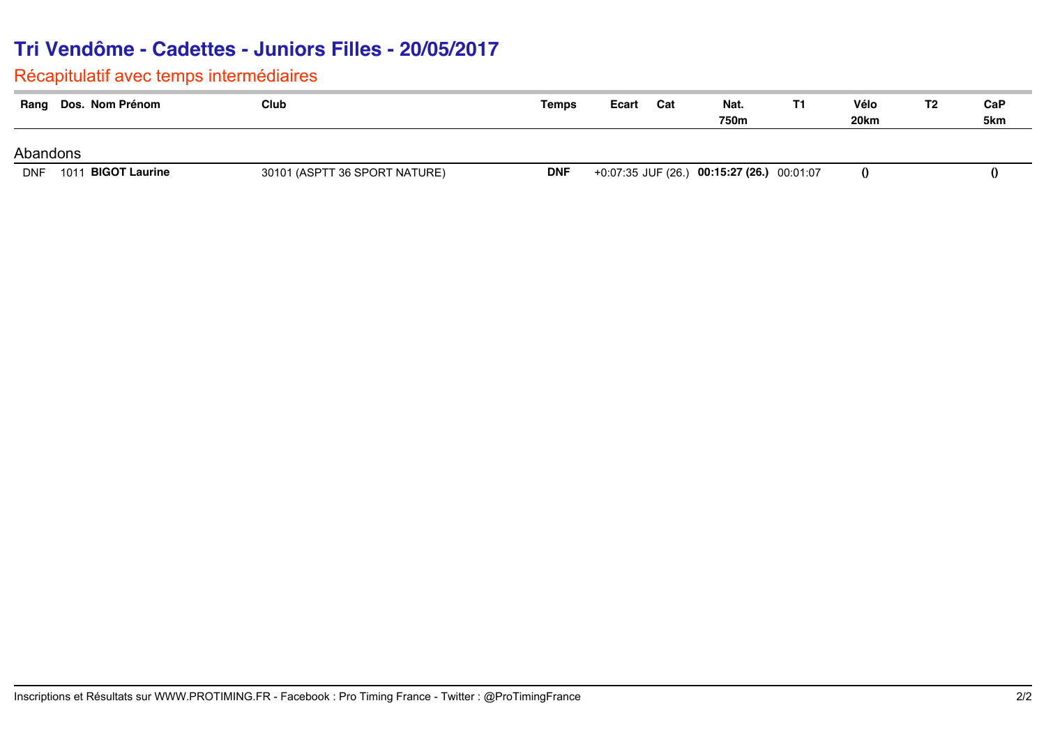# Tri Vendôme - Cadettes - Juniors Filles - 20/05/2017

## Récapitulatif avec temps intermédiaires

| Rang | Dos. | Nom Prénom | Club | Temps | Ecart | Cat | Nat. 750m | T1 | Vélo 20km | T2 | CaP 5km |
|---|---|---|---|---|---|---|---|---|---|---|---|
| **Abandons** | | | | | | | | | | | |
| DNF | 1011 | **BIGOT Laurine** | 30101 (ASPTT 36 SPORT NATURE) | **DNF** | +0:07:35 | JUF (26.) | **00:15:27 (26.)** | 00:01:07 | **()** | | **()** |

Inscriptions et Résultats sur WWW.PROTIMING.FR - Facebook : Pro Timing France - Twitter : @ProTimingFrance